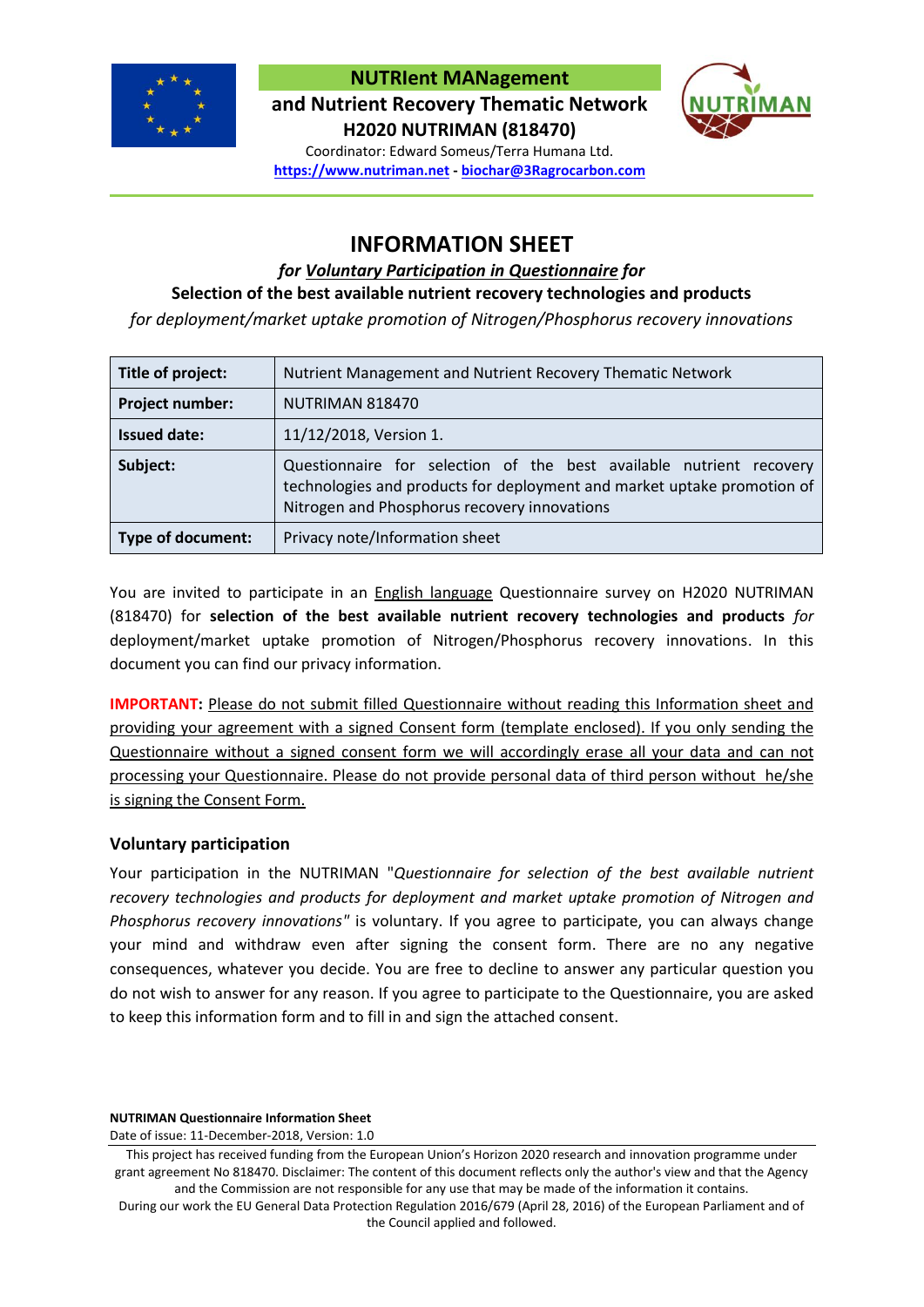**NUTRIent MANagement**

**and Nutrient Recovery Thematic Network**

**H2020 NUTRIMAN (818470)**

Coordinator: Edward Someus/Terra Humana Ltd.

**https://www.nutriman.net** - **biochar@3Ragrocarbon.com**

# INFORMATION SHEET

***for Voluntary Participation in Questionnaire for***

**Selection of the best available nutrient recovery technologies and products**

*for deployment/market uptake promotion of Nitrogen/Phosphorus recovery innovations*

| **Title of project:** | Nutrient Management and Nutrient Recovery Thematic Network |
|---|---|
| **Project number:** | NUTRIMAN 818470 |
| **Issued date:** | 11/12/2018, Version 1. |
| **Subject:** | Questionnaire for selection of the best available nutrient recovery technologies and products for deployment and market uptake promotion of Nitrogen and Phosphorus recovery innovations |
| **Type of document:** | Privacy note/Information sheet |

You are invited to participate in an English language Questionnaire survey on H2020 NUTRIMAN (818470) for **selection of the best available nutrient recovery technologies and products** *for* deployment/market uptake promotion of Nitrogen/Phosphorus recovery innovations. In this document you can find our privacy information.

**IMPORTANT:** Please do not submit filled Questionnaire without reading this Information sheet and providing your agreement with a signed Consent form (template enclosed). If you only sending the Questionnaire without a signed consent form we will accordingly erase all your data and can not processing your Questionnaire. Please do not provide personal data of third person without he/she is signing the Consent Form.

### Voluntary participation

Your participation in the NUTRIMAN "*Questionnaire for selection of the best available nutrient recovery technologies and products for deployment and market uptake promotion of Nitrogen and Phosphorus recovery innovations*" is voluntary. If you agree to participate, you can always change your mind and withdraw even after signing the consent form. There are no any negative consequences, whatever you decide. You are free to decline to answer any particular question you do not wish to answer for any reason. If you agree to participate to the Questionnaire, you are asked to keep this information form and to fill in and sign the attached consent.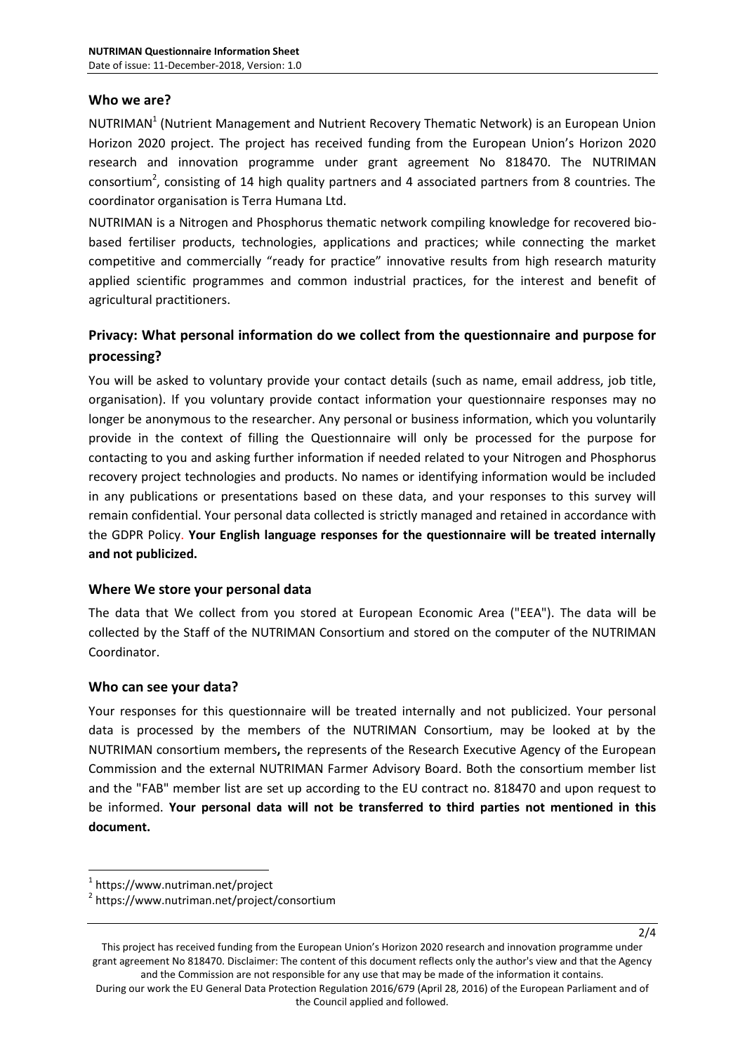## Who we are?

NUTRIMAN[1] (Nutrient Management and Nutrient Recovery Thematic Network) is an European Union Horizon 2020 project. The project has received funding from the European Union's Horizon 2020 research and innovation programme under grant agreement No 818470. The NUTRIMAN consortium[2], consisting of 14 high quality partners and 4 associated partners from 8 countries. The coordinator organisation is Terra Humana Ltd.

NUTRIMAN is a Nitrogen and Phosphorus thematic network compiling knowledge for recovered bio-based fertiliser products, technologies, applications and practices; while connecting the market competitive and commercially "ready for practice" innovative results from high research maturity applied scientific programmes and common industrial practices, for the interest and benefit of agricultural practitioners.

## Privacy: What personal information do we collect from the questionnaire and purpose for processing?

You will be asked to voluntary provide your contact details (such as name, email address, job title, organisation). If you voluntary provide contact information your questionnaire responses may no longer be anonymous to the researcher. Any personal or business information, which you voluntarily provide in the context of filling the Questionnaire will only be processed for the purpose for contacting to you and asking further information if needed related to your Nitrogen and Phosphorus recovery project technologies and products. No names or identifying information would be included in any publications or presentations based on these data, and your responses to this survey will remain confidential. Your personal data collected is strictly managed and retained in accordance with the GDPR Policy. **Your English language responses for the questionnaire will be treated internally and not publicized.**

## Where We store your personal data

The data that We collect from you stored at European Economic Area ("EEA"). The data will be collected by the Staff of the NUTRIMAN Consortium and stored on the computer of the NUTRIMAN Coordinator.

## Who can see your data?

Your responses for this questionnaire will be treated internally and not publicized. Your personal data is processed by the members of the NUTRIMAN Consortium, may be looked at by the NUTRIMAN consortium members**,** the represents of the Research Executive Agency of the European Commission and the external NUTRIMAN Farmer Advisory Board. Both the consortium member list and the "FAB" member list are set up according to the EU contract no. 818470 and upon request to be informed. **Your personal data will not be transferred to third parties not mentioned in this document.**

[1] https://www.nutriman.net/project

[2] https://www.nutriman.net/project/consortium

This project has received funding from the European Union's Horizon 2020 research and innovation programme under grant agreement No 818470. Disclaimer: The content of this document reflects only the author's view and that the Agency and the Commission are not responsible for any use that may be made of the information it contains.
During our work the EU General Data Protection Regulation 2016/679 (April 28, 2016) of the European Parliament and of the Council applied and followed.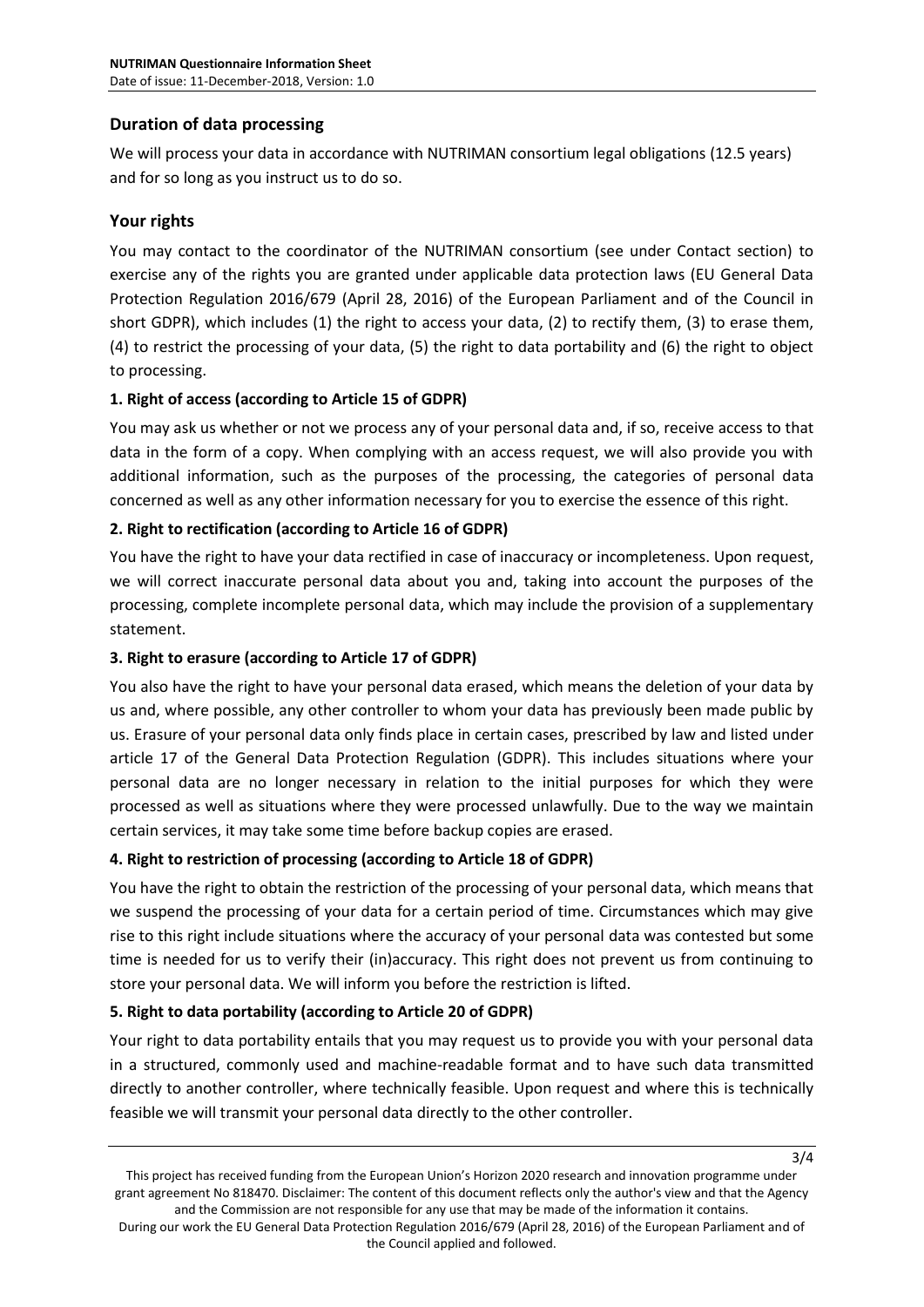## Duration of data processing

We will process your data in accordance with NUTRIMAN consortium legal obligations (12.5 years) and for so long as you instruct us to do so.

## Your rights

You may contact to the coordinator of the NUTRIMAN consortium (see under Contact section) to exercise any of the rights you are granted under applicable data protection laws (EU General Data Protection Regulation 2016/679 (April 28, 2016) of the European Parliament and of the Council in short GDPR), which includes (1) the right to access your data, (2) to rectify them, (3) to erase them, (4) to restrict the processing of your data, (5) the right to data portability and (6) the right to object to processing.

### 1. Right of access (according to Article 15 of GDPR)

You may ask us whether or not we process any of your personal data and, if so, receive access to that data in the form of a copy. When complying with an access request, we will also provide you with additional information, such as the purposes of the processing, the categories of personal data concerned as well as any other information necessary for you to exercise the essence of this right.

### 2. Right to rectification (according to Article 16 of GDPR)

You have the right to have your data rectified in case of inaccuracy or incompleteness. Upon request, we will correct inaccurate personal data about you and, taking into account the purposes of the processing, complete incomplete personal data, which may include the provision of a supplementary statement.

### 3. Right to erasure (according to Article 17 of GDPR)

You also have the right to have your personal data erased, which means the deletion of your data by us and, where possible, any other controller to whom your data has previously been made public by us. Erasure of your personal data only finds place in certain cases, prescribed by law and listed under article 17 of the General Data Protection Regulation (GDPR). This includes situations where your personal data are no longer necessary in relation to the initial purposes for which they were processed as well as situations where they were processed unlawfully. Due to the way we maintain certain services, it may take some time before backup copies are erased.

### 4. Right to restriction of processing (according to Article 18 of GDPR)

You have the right to obtain the restriction of the processing of your personal data, which means that we suspend the processing of your data for a certain period of time. Circumstances which may give rise to this right include situations where the accuracy of your personal data was contested but some time is needed for us to verify their (in)accuracy. This right does not prevent us from continuing to store your personal data. We will inform you before the restriction is lifted.

### 5. Right to data portability (according to Article 20 of GDPR)

Your right to data portability entails that you may request us to provide you with your personal data in a structured, commonly used and machine-readable format and to have such data transmitted directly to another controller, where technically feasible. Upon request and where this is technically feasible we will transmit your personal data directly to the other controller.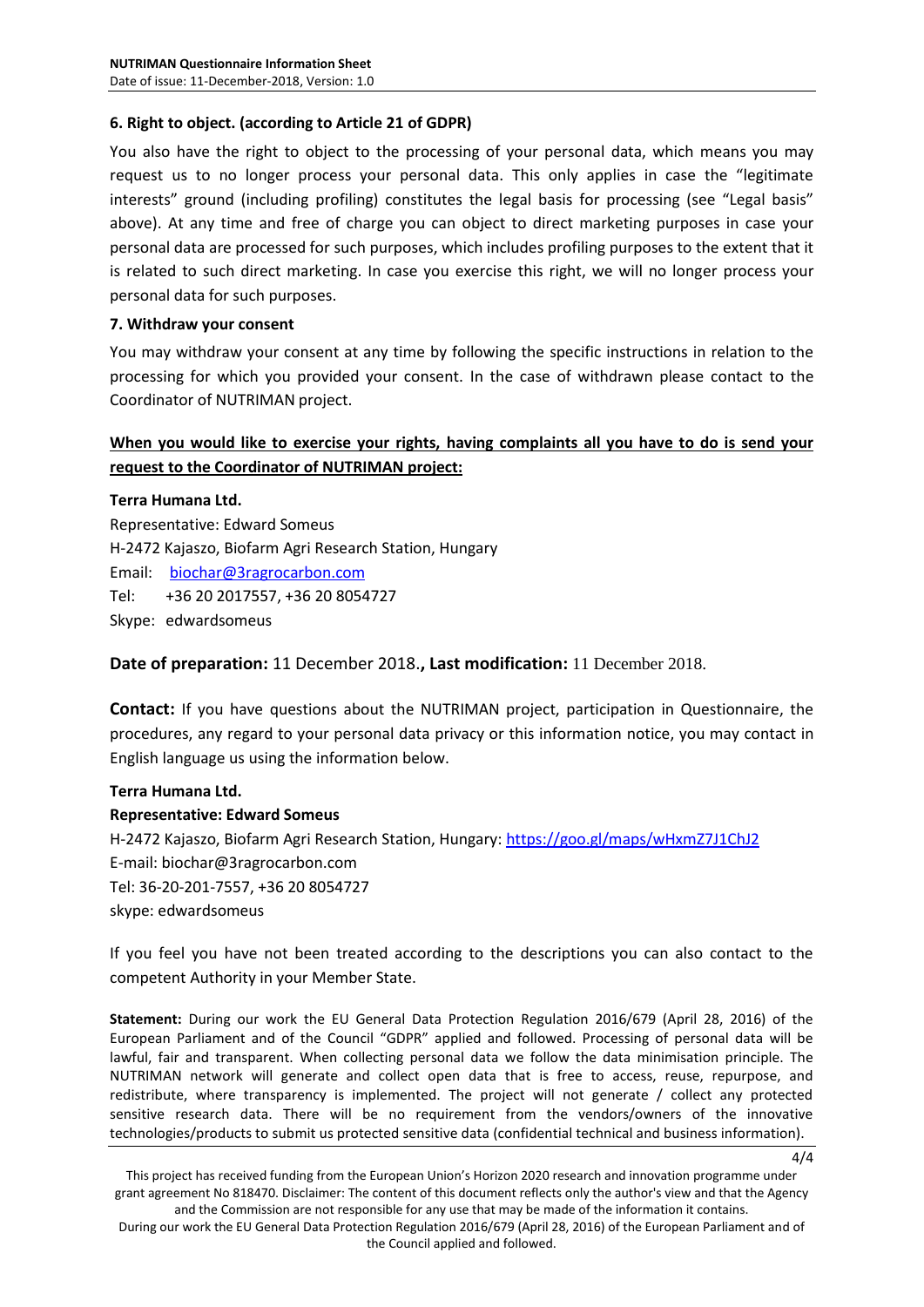**6. Right to object. (according to Article 21 of GDPR)**

You also have the right to object to the processing of your personal data, which means you may request us to no longer process your personal data. This only applies in case the "legitimate interests" ground (including profiling) constitutes the legal basis for processing (see "Legal basis" above). At any time and free of charge you can object to direct marketing purposes in case your personal data are processed for such purposes, which includes profiling purposes to the extent that it is related to such direct marketing. In case you exercise this right, we will no longer process your personal data for such purposes.

**7. Withdraw your consent**

You may withdraw your consent at any time by following the specific instructions in relation to the processing for which you provided your consent. In the case of withdrawn please contact to the Coordinator of NUTRIMAN project.

**When you would like to exercise your rights, having complaints all you have to do is send your request to the Coordinator of NUTRIMAN project:**

**Terra Humana Ltd.**
Representative: Edward Someus
H-2472 Kajaszo, Biofarm Agri Research Station, Hungary
Email: biochar@3ragrocarbon.com
Tel: +36 20 2017557, +36 20 8054727
Skype: edwardsomeus

**Date of preparation:** 11 December 2018.**, Last modification:** 11 December 2018.

**Contact:** If you have questions about the NUTRIMAN project, participation in Questionnaire, the procedures, any regard to your personal data privacy or this information notice, you may contact in English language us using the information below.

**Terra Humana Ltd.**
**Representative: Edward Someus**
H-2472 Kajaszo, Biofarm Agri Research Station, Hungary: https://goo.gl/maps/wHxmZ7J1ChJ2
E-mail: biochar@3ragrocarbon.com
Tel: 36-20-201-7557, +36 20 8054727
skype: edwardsomeus

If you feel you have not been treated according to the descriptions you can also contact to the competent Authority in your Member State.

**Statement:** During our work the EU General Data Protection Regulation 2016/679 (April 28, 2016) of the European Parliament and of the Council "GDPR" applied and followed. Processing of personal data will be lawful, fair and transparent. When collecting personal data we follow the data minimisation principle. The NUTRIMAN network will generate and collect open data that is free to access, reuse, repurpose, and redistribute, where transparency is implemented. The project will not generate / collect any protected sensitive research data. There will be no requirement from the vendors/owners of the innovative technologies/products to submit us protected sensitive data (confidential technical and business information).